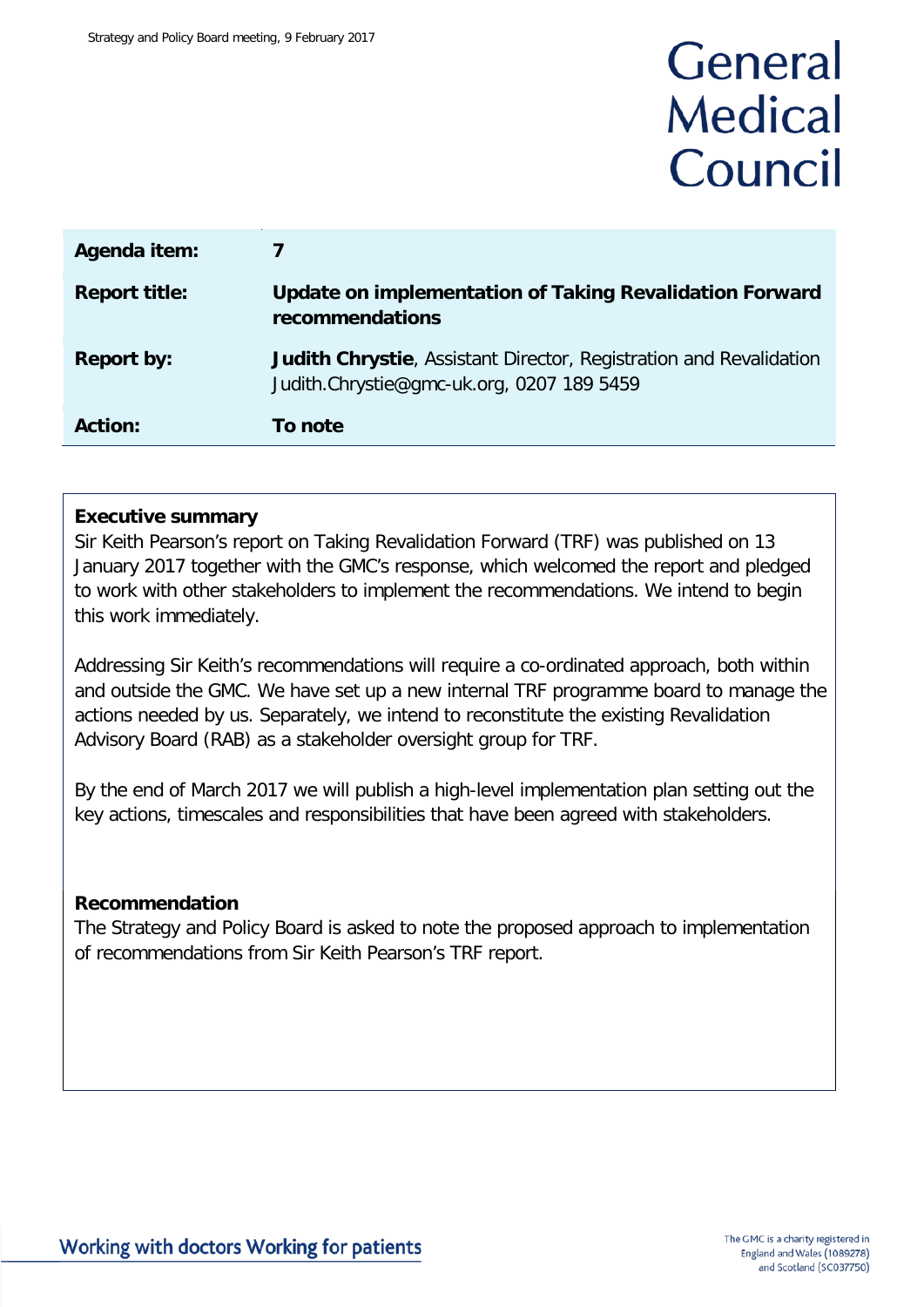# General Medical Council

| | |
|---|---|
| **Agenda item:** | **7** |
| **Report title:** | **Update on implementation of Taking Revalidation Forward recommendations** |
| **Report by:** | **Judith Chrystie**, Assistant Director, Registration and Revalidation Judith.Chrystie@gmc-uk.org, 0207 189 5459 |
| **Action:** | **To note** |

**Executive summary**

Sir Keith Pearson's report on Taking Revalidation Forward (TRF) was published on 13 January 2017 together with the GMC's response, which welcomed the report and pledged to work with other stakeholders to implement the recommendations. We intend to begin this work immediately.

Addressing Sir Keith's recommendations will require a co-ordinated approach, both within and outside the GMC. We have set up a new internal TRF programme board to manage the actions needed by us. Separately, we intend to reconstitute the existing Revalidation Advisory Board (RAB) as a stakeholder oversight group for TRF.

By the end of March 2017 we will publish a high-level implementation plan setting out the key actions, timescales and responsibilities that have been agreed with stakeholders.

**Recommendation**

The Strategy and Policy Board is asked to note the proposed approach to implementation of recommendations from Sir Keith Pearson's TRF report.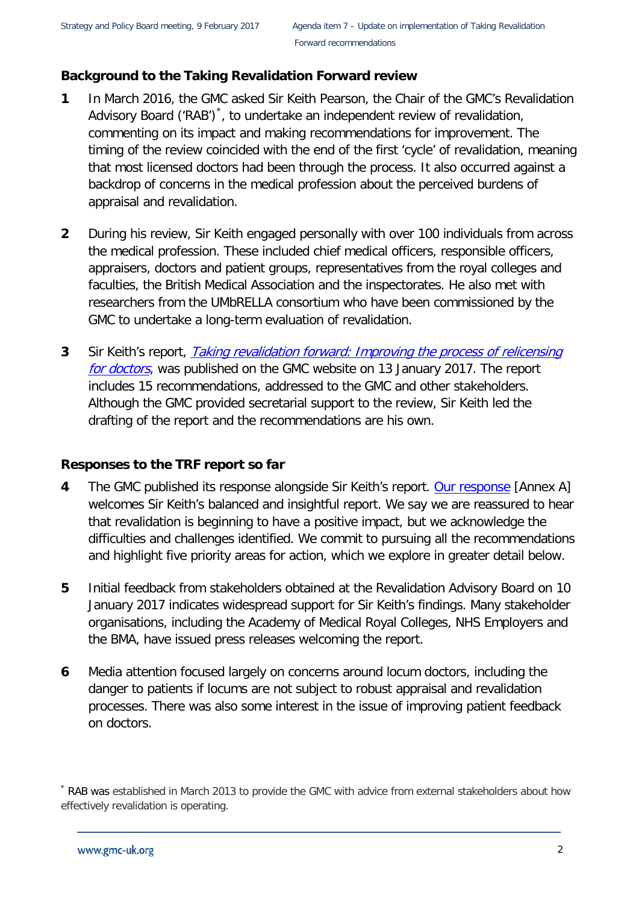## Background to the Taking Revalidation Forward review

**1** In March 2016, the GMC asked Sir Keith Pearson, the Chair of the GMC's Revalidation Advisory Board ('RAB')[*], to undertake an independent review of revalidation, commenting on its impact and making recommendations for improvement. The timing of the review coincided with the end of the first 'cycle' of revalidation, meaning that most licensed doctors had been through the process. It also occurred against a backdrop of concerns in the medical profession about the perceived burdens of appraisal and revalidation.

**2** During his review, Sir Keith engaged personally with over 100 individuals from across the medical profession. These included chief medical officers, responsible officers, appraisers, doctors and patient groups, representatives from the royal colleges and faculties, the British Medical Association and the inspectorates. He also met with researchers from the UMbRELLA consortium who have been commissioned by the GMC to undertake a long-term evaluation of revalidation.

**3** Sir Keith's report, *Taking revalidation forward: Improving the process of relicensing for doctors*, was published on the GMC website on 13 January 2017. The report includes 15 recommendations, addressed to the GMC and other stakeholders. Although the GMC provided secretarial support to the review, Sir Keith led the drafting of the report and the recommendations are his own.

## Responses to the TRF report so far

**4** The GMC published its response alongside Sir Keith's report. Our response [Annex A] welcomes Sir Keith's balanced and insightful report. We say we are reassured to hear that revalidation is beginning to have a positive impact, but we acknowledge the difficulties and challenges identified. We commit to pursuing all the recommendations and highlight five priority areas for action, which we explore in greater detail below.

**5** Initial feedback from stakeholders obtained at the Revalidation Advisory Board on 10 January 2017 indicates widespread support for Sir Keith's findings. Many stakeholder organisations, including the Academy of Medical Royal Colleges, NHS Employers and the BMA, have issued press releases welcoming the report.

**6** Media attention focused largely on concerns around locum doctors, including the danger to patients if locums are not subject to robust appraisal and revalidation processes. There was also some interest in the issue of improving patient feedback on doctors.

[*] RAB was established in March 2013 to provide the GMC with advice from external stakeholders about how effectively revalidation is operating.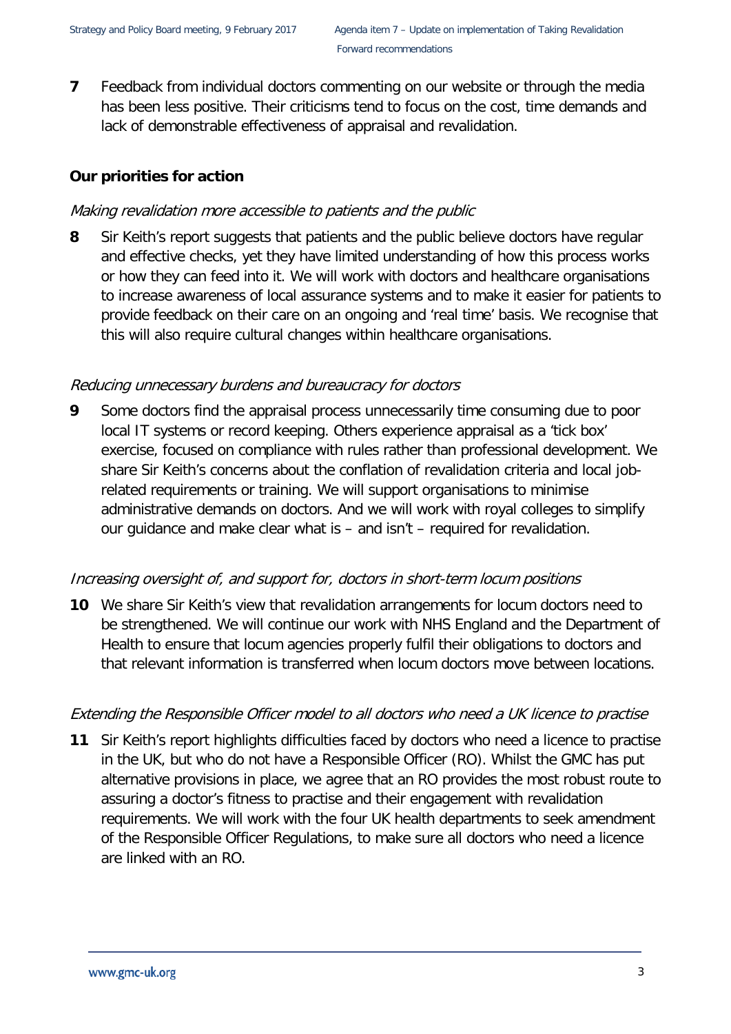**7** Feedback from individual doctors commenting on our website or through the media has been less positive. Their criticisms tend to focus on the cost, time demands and lack of demonstrable effectiveness of appraisal and revalidation.

## Our priorities for action

### *Making revalidation more accessible to patients and the public*

**8** Sir Keith's report suggests that patients and the public believe doctors have regular and effective checks, yet they have limited understanding of how this process works or how they can feed into it. We will work with doctors and healthcare organisations to increase awareness of local assurance systems and to make it easier for patients to provide feedback on their care on an ongoing and 'real time' basis. We recognise that this will also require cultural changes within healthcare organisations.

### *Reducing unnecessary burdens and bureaucracy for doctors*

**9** Some doctors find the appraisal process unnecessarily time consuming due to poor local IT systems or record keeping. Others experience appraisal as a 'tick box' exercise, focused on compliance with rules rather than professional development. We share Sir Keith's concerns about the conflation of revalidation criteria and local job-related requirements or training. We will support organisations to minimise administrative demands on doctors. And we will work with royal colleges to simplify our guidance and make clear what is – and isn't – required for revalidation.

### *Increasing oversight of, and support for, doctors in short-term locum positions*

**10** We share Sir Keith's view that revalidation arrangements for locum doctors need to be strengthened. We will continue our work with NHS England and the Department of Health to ensure that locum agencies properly fulfil their obligations to doctors and that relevant information is transferred when locum doctors move between locations.

### *Extending the Responsible Officer model to all doctors who need a UK licence to practise*

**11** Sir Keith's report highlights difficulties faced by doctors who need a licence to practise in the UK, but who do not have a Responsible Officer (RO). Whilst the GMC has put alternative provisions in place, we agree that an RO provides the most robust route to assuring a doctor's fitness to practise and their engagement with revalidation requirements. We will work with the four UK health departments to seek amendment of the Responsible Officer Regulations, to make sure all doctors who need a licence are linked with an RO.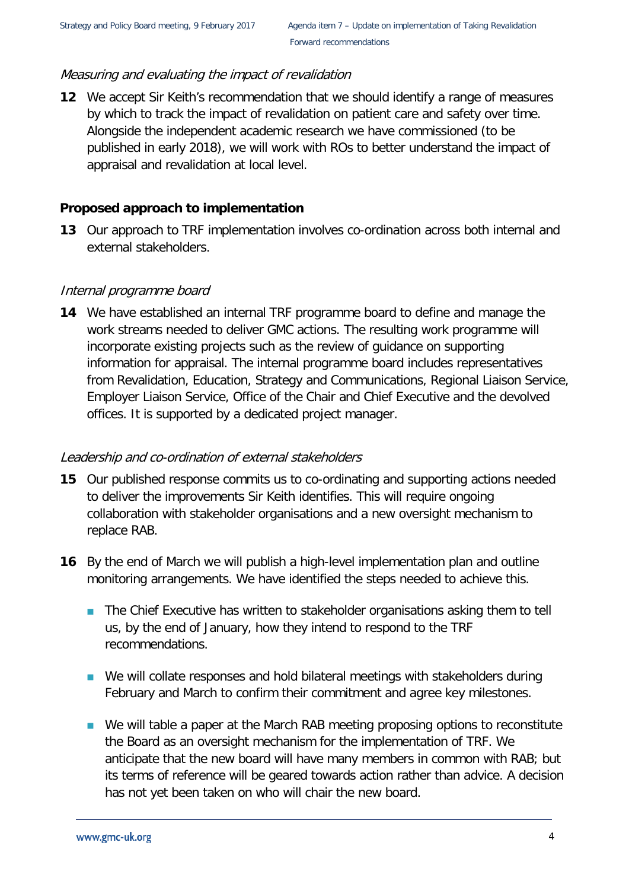*Measuring and evaluating the impact of revalidation*

**12** We accept Sir Keith's recommendation that we should identify a range of measures by which to track the impact of revalidation on patient care and safety over time. Alongside the independent academic research we have commissioned (to be published in early 2018), we will work with ROs to better understand the impact of appraisal and revalidation at local level.

**Proposed approach to implementation**

**13** Our approach to TRF implementation involves co-ordination across both internal and external stakeholders.

*Internal programme board*

**14** We have established an internal TRF programme board to define and manage the work streams needed to deliver GMC actions. The resulting work programme will incorporate existing projects such as the review of guidance on supporting information for appraisal. The internal programme board includes representatives from Revalidation, Education, Strategy and Communications, Regional Liaison Service, Employer Liaison Service, Office of the Chair and Chief Executive and the devolved offices. It is supported by a dedicated project manager.

*Leadership and co-ordination of external stakeholders*

**15** Our published response commits us to co-ordinating and supporting actions needed to deliver the improvements Sir Keith identifies. This will require ongoing collaboration with stakeholder organisations and a new oversight mechanism to replace RAB.

**16** By the end of March we will publish a high-level implementation plan and outline monitoring arrangements. We have identified the steps needed to achieve this.

- The Chief Executive has written to stakeholder organisations asking them to tell us, by the end of January, how they intend to respond to the TRF recommendations.
- We will collate responses and hold bilateral meetings with stakeholders during February and March to confirm their commitment and agree key milestones.
- We will table a paper at the March RAB meeting proposing options to reconstitute the Board as an oversight mechanism for the implementation of TRF. We anticipate that the new board will have many members in common with RAB; but its terms of reference will be geared towards action rather than advice. A decision has not yet been taken on who will chair the new board.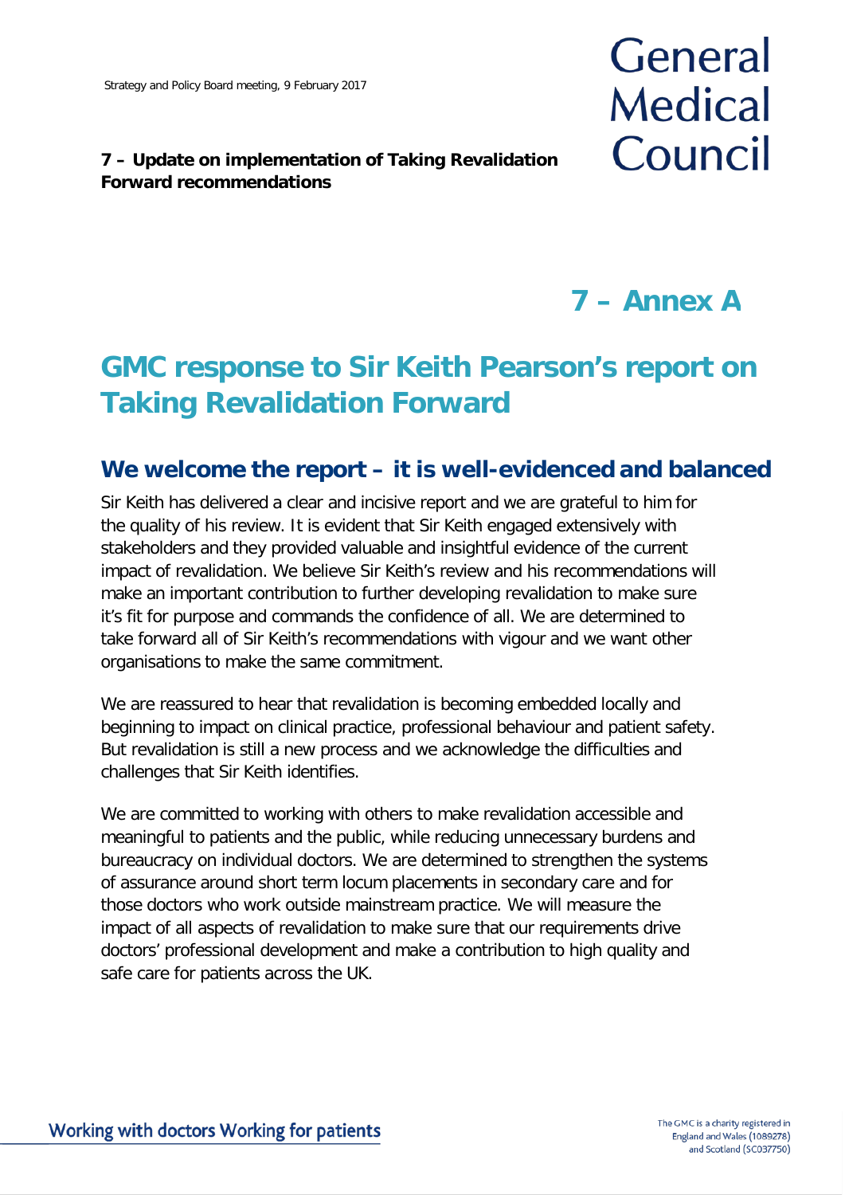**7 – Update on implementation of Taking Revalidation Forward recommendations**

# 7 – Annex A

# GMC response to Sir Keith Pearson's report on Taking Revalidation Forward

## We welcome the report – it is well-evidenced and balanced

Sir Keith has delivered a clear and incisive report and we are grateful to him for the quality of his review. It is evident that Sir Keith engaged extensively with stakeholders and they provided valuable and insightful evidence of the current impact of revalidation. We believe Sir Keith's review and his recommendations will make an important contribution to further developing revalidation to make sure it's fit for purpose and commands the confidence of all. We are determined to take forward all of Sir Keith's recommendations with vigour and we want other organisations to make the same commitment.

We are reassured to hear that revalidation is becoming embedded locally and beginning to impact on clinical practice, professional behaviour and patient safety. But revalidation is still a new process and we acknowledge the difficulties and challenges that Sir Keith identifies.

We are committed to working with others to make revalidation accessible and meaningful to patients and the public, while reducing unnecessary burdens and bureaucracy on individual doctors. We are determined to strengthen the systems of assurance around short term locum placements in secondary care and for those doctors who work outside mainstream practice. We will measure the impact of all aspects of revalidation to make sure that our requirements drive doctors' professional development and make a contribution to high quality and safe care for patients across the UK.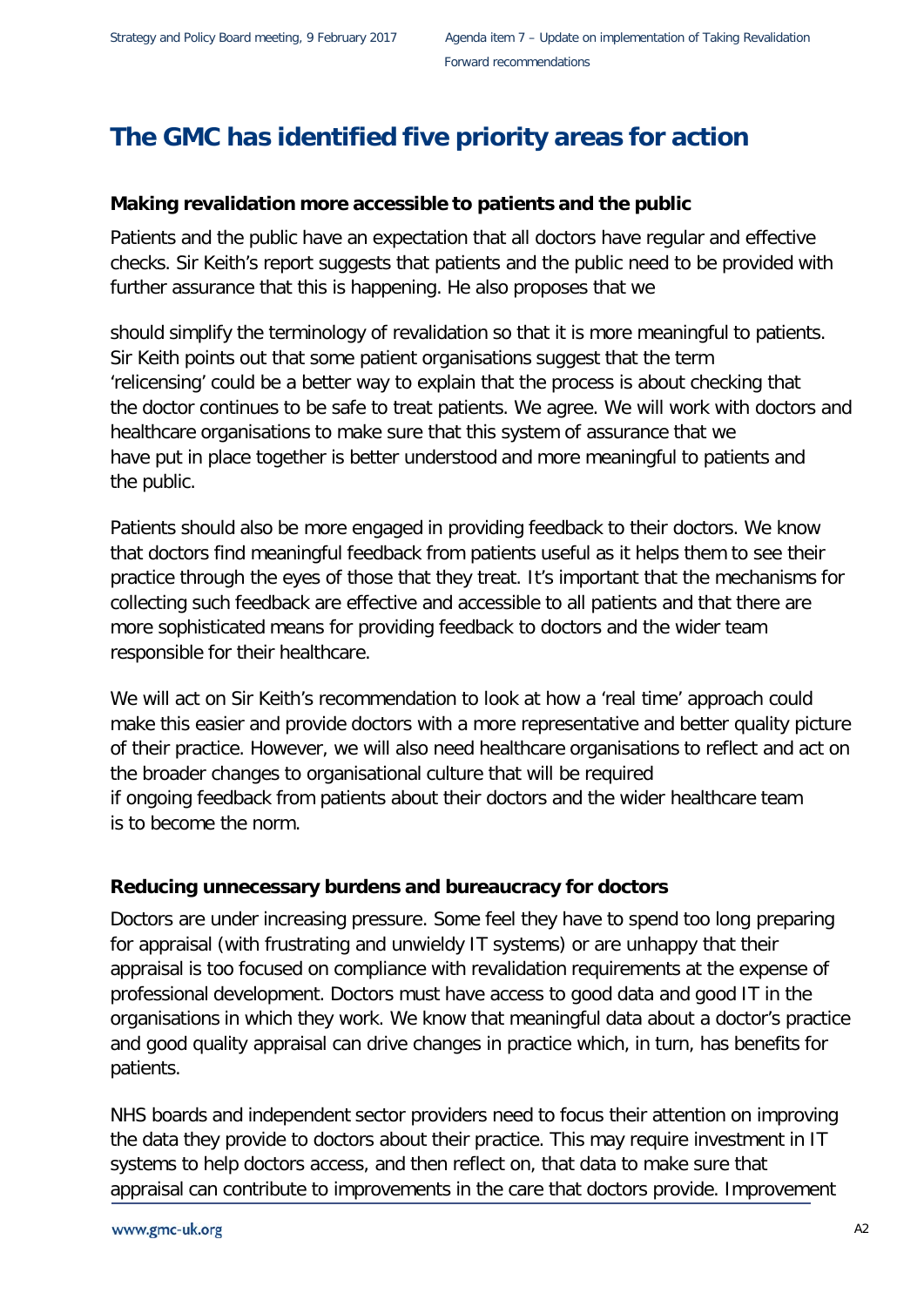# The GMC has identified five priority areas for action

**Making revalidation more accessible to patients and the public**

Patients and the public have an expectation that all doctors have regular and effective checks. Sir Keith's report suggests that patients and the public need to be provided with further assurance that this is happening. He also proposes that we

should simplify the terminology of revalidation so that it is more meaningful to patients. Sir Keith points out that some patient organisations suggest that the term 'relicensing' could be a better way to explain that the process is about checking that the doctor continues to be safe to treat patients. We agree. We will work with doctors and healthcare organisations to make sure that this system of assurance that we have put in place together is better understood and more meaningful to patients and the public.

Patients should also be more engaged in providing feedback to their doctors. We know that doctors find meaningful feedback from patients useful as it helps them to see their practice through the eyes of those that they treat. It's important that the mechanisms for collecting such feedback are effective and accessible to all patients and that there are more sophisticated means for providing feedback to doctors and the wider team responsible for their healthcare.

We will act on Sir Keith's recommendation to look at how a 'real time' approach could make this easier and provide doctors with a more representative and better quality picture of their practice. However, we will also need healthcare organisations to reflect and act on the broader changes to organisational culture that will be required if ongoing feedback from patients about their doctors and the wider healthcare team is to become the norm.

**Reducing unnecessary burdens and bureaucracy for doctors**

Doctors are under increasing pressure. Some feel they have to spend too long preparing for appraisal (with frustrating and unwieldy IT systems) or are unhappy that their appraisal is too focused on compliance with revalidation requirements at the expense of professional development. Doctors must have access to good data and good IT in the organisations in which they work. We know that meaningful data about a doctor's practice and good quality appraisal can drive changes in practice which, in turn, has benefits for patients.

NHS boards and independent sector providers need to focus their attention on improving the data they provide to doctors about their practice. This may require investment in IT systems to help doctors access, and then reflect on, that data to make sure that appraisal can contribute to improvements in the care that doctors provide. Improvement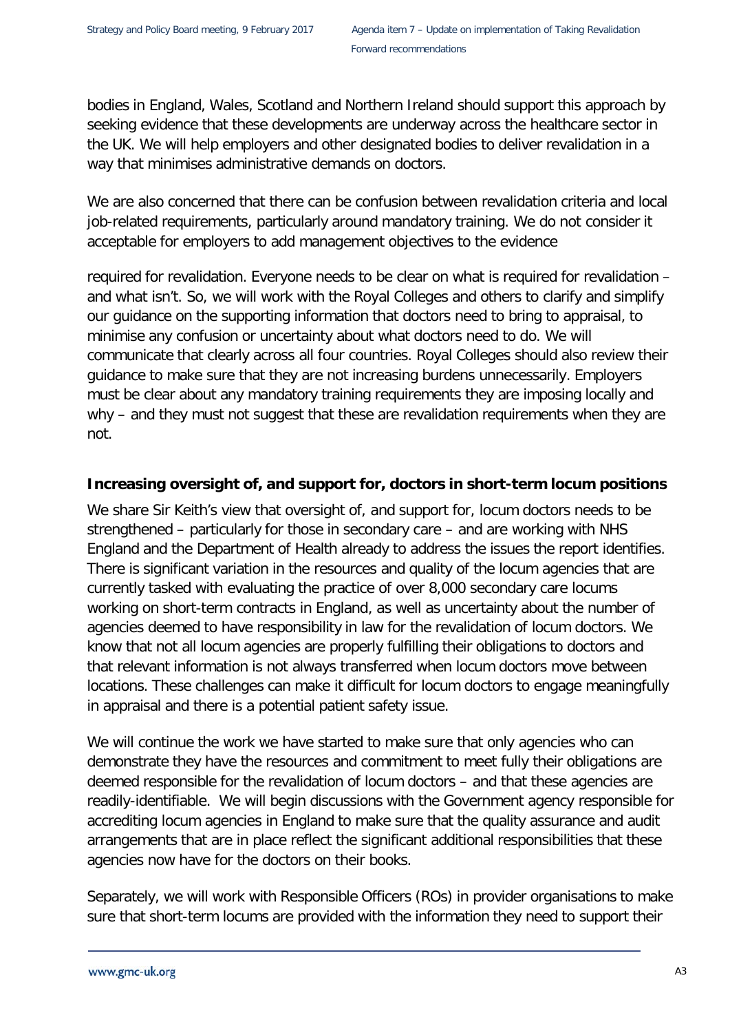bodies in England, Wales, Scotland and Northern Ireland should support this approach by seeking evidence that these developments are underway across the healthcare sector in the UK. We will help employers and other designated bodies to deliver revalidation in a way that minimises administrative demands on doctors.

We are also concerned that there can be confusion between revalidation criteria and local job-related requirements, particularly around mandatory training. We do not consider it acceptable for employers to add management objectives to the evidence required for revalidation. Everyone needs to be clear on what is required for revalidation – and what isn't. So, we will work with the Royal Colleges and others to clarify and simplify our guidance on the supporting information that doctors need to bring to appraisal, to minimise any confusion or uncertainty about what doctors need to do. We will communicate that clearly across all four countries. Royal Colleges should also review their guidance to make sure that they are not increasing burdens unnecessarily. Employers must be clear about any mandatory training requirements they are imposing locally and why – and they must not suggest that these are revalidation requirements when they are not.

**Increasing oversight of, and support for, doctors in short-term locum positions**

We share Sir Keith's view that oversight of, and support for, locum doctors needs to be strengthened – particularly for those in secondary care – and are working with NHS England and the Department of Health already to address the issues the report identifies. There is significant variation in the resources and quality of the locum agencies that are currently tasked with evaluating the practice of over 8,000 secondary care locums working on short-term contracts in England, as well as uncertainty about the number of agencies deemed to have responsibility in law for the revalidation of locum doctors. We know that not all locum agencies are properly fulfilling their obligations to doctors and that relevant information is not always transferred when locum doctors move between locations. These challenges can make it difficult for locum doctors to engage meaningfully in appraisal and there is a potential patient safety issue.

We will continue the work we have started to make sure that only agencies who can demonstrate they have the resources and commitment to meet fully their obligations are deemed responsible for the revalidation of locum doctors – and that these agencies are readily-identifiable. We will begin discussions with the Government agency responsible for accrediting locum agencies in England to make sure that the quality assurance and audit arrangements that are in place reflect the significant additional responsibilities that these agencies now have for the doctors on their books.

Separately, we will work with Responsible Officers (ROs) in provider organisations to make sure that short-term locums are provided with the information they need to support their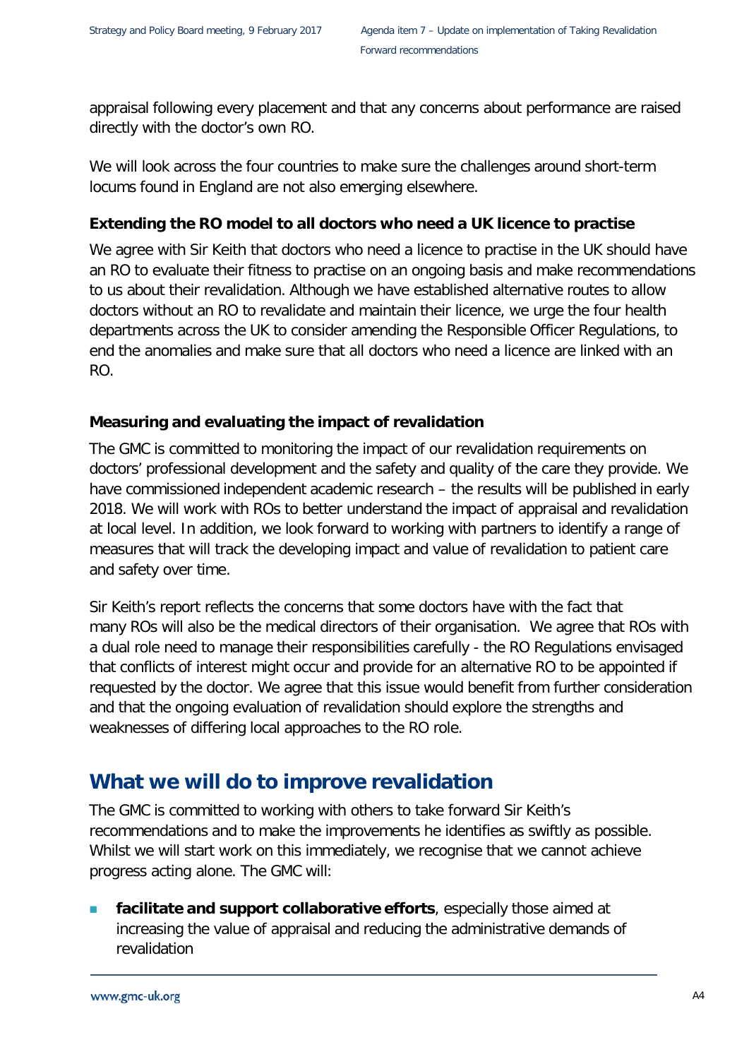appraisal following every placement and that any concerns about performance are raised directly with the doctor's own RO.

We will look across the four countries to make sure the challenges around short-term locums found in England are not also emerging elsewhere.

### Extending the RO model to all doctors who need a UK licence to practise

We agree with Sir Keith that doctors who need a licence to practise in the UK should have an RO to evaluate their fitness to practise on an ongoing basis and make recommendations to us about their revalidation. Although we have established alternative routes to allow doctors without an RO to revalidate and maintain their licence, we urge the four health departments across the UK to consider amending the Responsible Officer Regulations, to end the anomalies and make sure that all doctors who need a licence are linked with an RO.

### Measuring and evaluating the impact of revalidation

The GMC is committed to monitoring the impact of our revalidation requirements on doctors' professional development and the safety and quality of the care they provide. We have commissioned independent academic research – the results will be published in early 2018. We will work with ROs to better understand the impact of appraisal and revalidation at local level. In addition, we look forward to working with partners to identify a range of measures that will track the developing impact and value of revalidation to patient care and safety over time.

Sir Keith's report reflects the concerns that some doctors have with the fact that many ROs will also be the medical directors of their organisation. We agree that ROs with a dual role need to manage their responsibilities carefully - the RO Regulations envisaged that conflicts of interest might occur and provide for an alternative RO to be appointed if requested by the doctor. We agree that this issue would benefit from further consideration and that the ongoing evaluation of revalidation should explore the strengths and weaknesses of differing local approaches to the RO role.

## What we will do to improve revalidation

The GMC is committed to working with others to take forward Sir Keith's recommendations and to make the improvements he identifies as swiftly as possible. Whilst we will start work on this immediately, we recognise that we cannot achieve progress acting alone. The GMC will:

- **facilitate and support collaborative efforts**, especially those aimed at increasing the value of appraisal and reducing the administrative demands of revalidation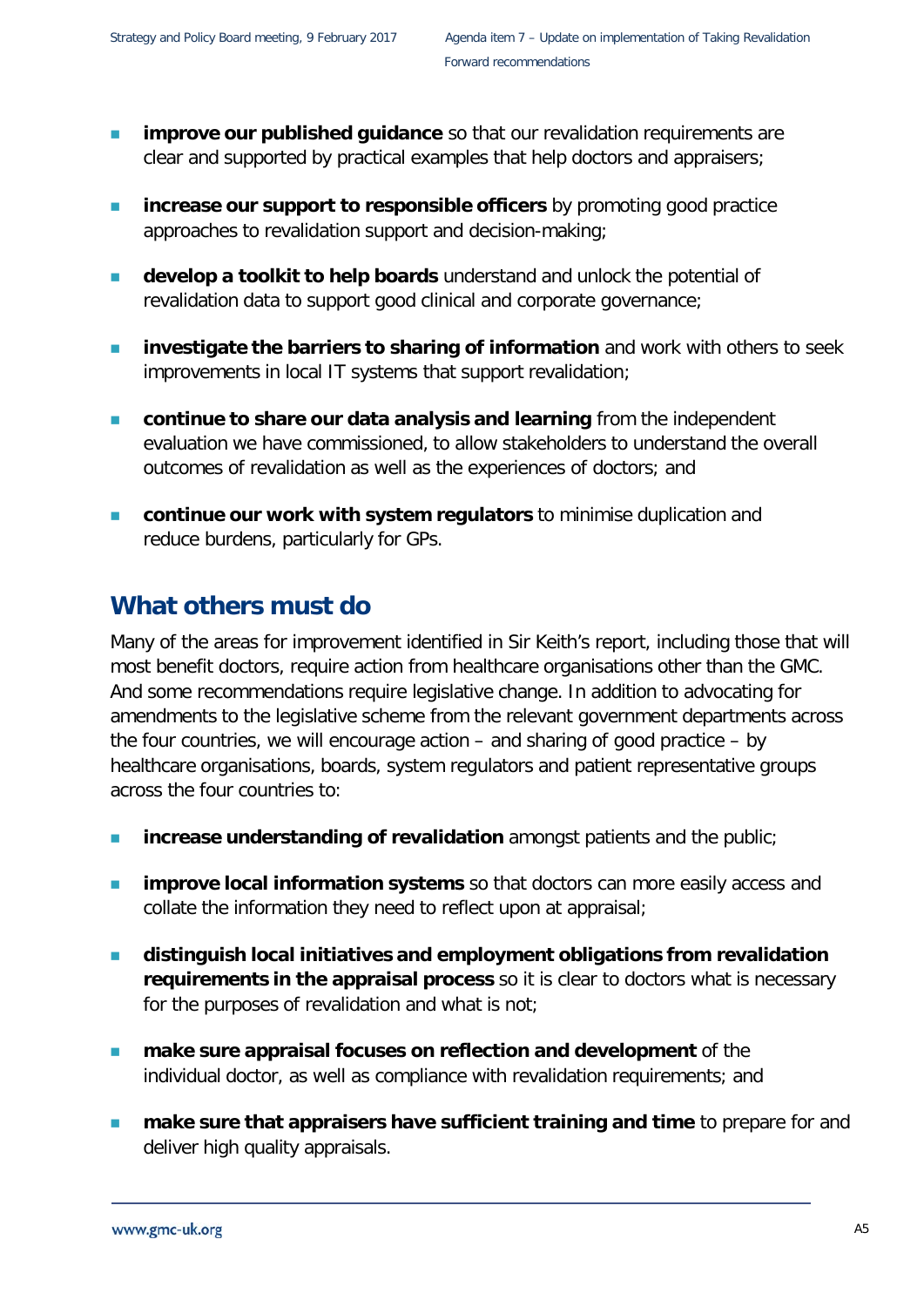- **improve our published guidance** so that our revalidation requirements are clear and supported by practical examples that help doctors and appraisers;
- **increase our support to responsible officers** by promoting good practice approaches to revalidation support and decision-making;
- **develop a toolkit to help boards** understand and unlock the potential of revalidation data to support good clinical and corporate governance;
- **investigate the barriers to sharing of information** and work with others to seek improvements in local IT systems that support revalidation;
- **continue to share our data analysis and learning** from the independent evaluation we have commissioned, to allow stakeholders to understand the overall outcomes of revalidation as well as the experiences of doctors; and
- **continue our work with system regulators** to minimise duplication and reduce burdens, particularly for GPs.

## What others must do

Many of the areas for improvement identified in Sir Keith's report, including those that will most benefit doctors, require action from healthcare organisations other than the GMC. And some recommendations require legislative change. In addition to advocating for amendments to the legislative scheme from the relevant government departments across the four countries, we will encourage action – and sharing of good practice – by healthcare organisations, boards, system regulators and patient representative groups across the four countries to:

- **increase understanding of revalidation** amongst patients and the public;
- **improve local information systems** so that doctors can more easily access and collate the information they need to reflect upon at appraisal;
- **distinguish local initiatives and employment obligations from revalidation requirements in the appraisal process** so it is clear to doctors what is necessary for the purposes of revalidation and what is not;
- **make sure appraisal focuses on reflection and development** of the individual doctor, as well as compliance with revalidation requirements; and
- **make sure that appraisers have sufficient training and time** to prepare for and deliver high quality appraisals.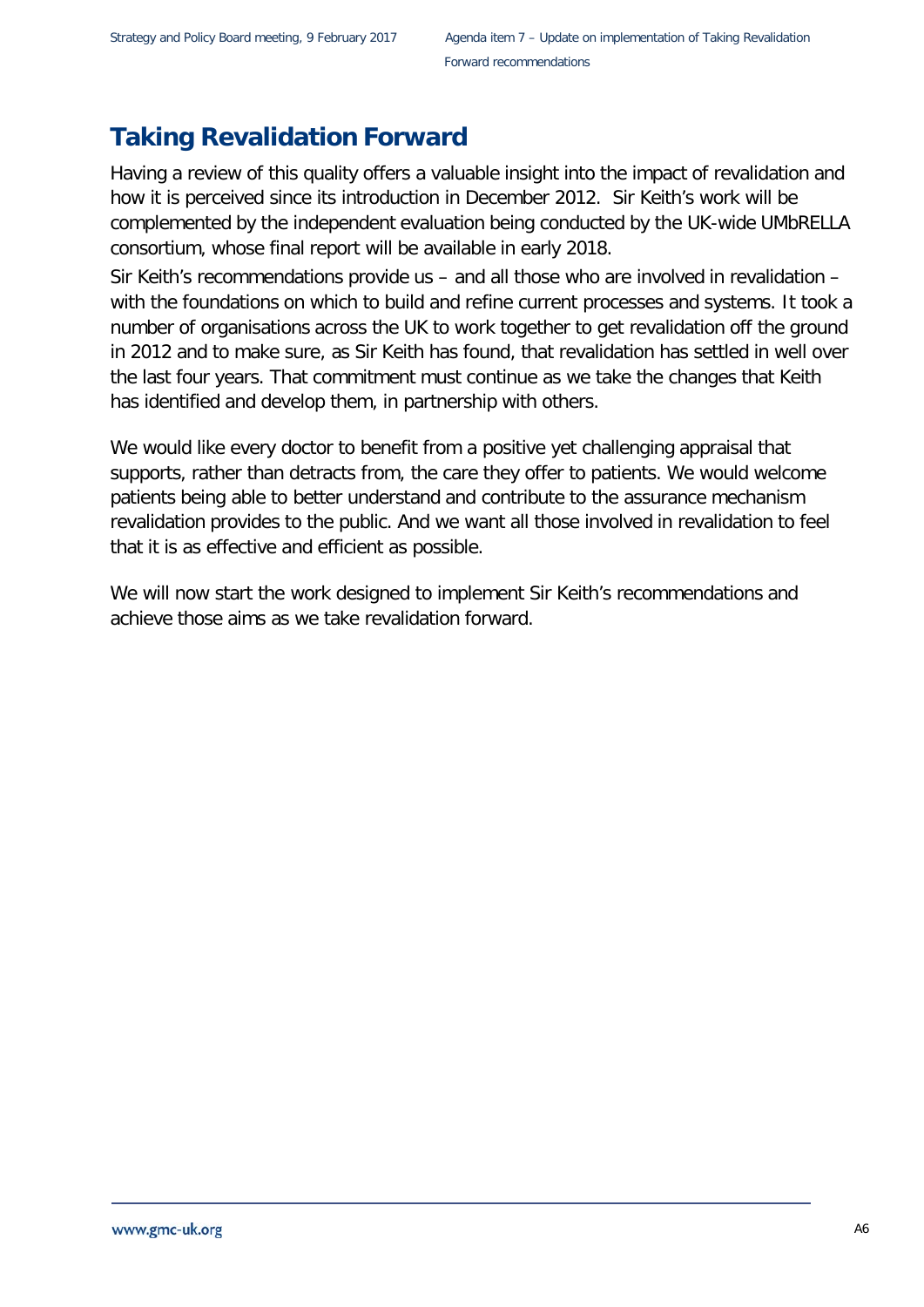## Taking Revalidation Forward

Having a review of this quality offers a valuable insight into the impact of revalidation and how it is perceived since its introduction in December 2012. Sir Keith's work will be complemented by the independent evaluation being conducted by the UK-wide UMbRELLA consortium, whose final report will be available in early 2018.

Sir Keith's recommendations provide us – and all those who are involved in revalidation – with the foundations on which to build and refine current processes and systems. It took a number of organisations across the UK to work together to get revalidation off the ground in 2012 and to make sure, as Sir Keith has found, that revalidation has settled in well over the last four years. That commitment must continue as we take the changes that Keith has identified and develop them, in partnership with others.

We would like every doctor to benefit from a positive yet challenging appraisal that supports, rather than detracts from, the care they offer to patients. We would welcome patients being able to better understand and contribute to the assurance mechanism revalidation provides to the public. And we want all those involved in revalidation to feel that it is as effective and efficient as possible.

We will now start the work designed to implement Sir Keith's recommendations and achieve those aims as we take revalidation forward.